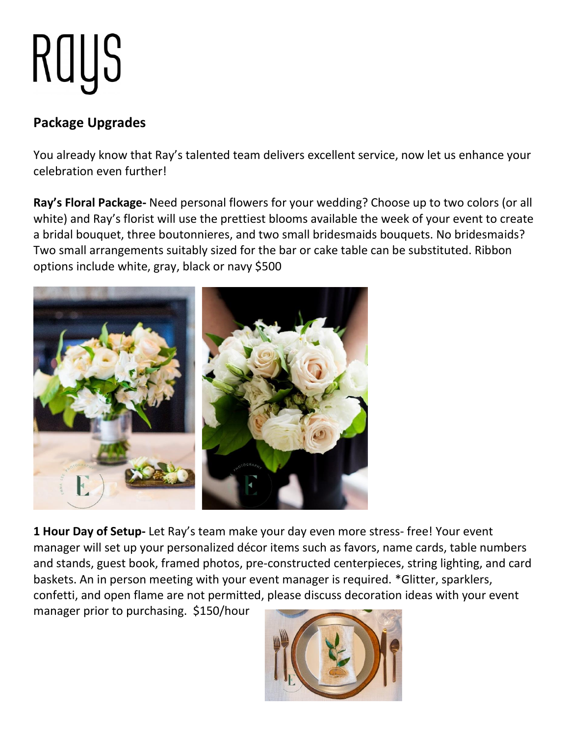# Rays

## Package Upgrades

You already know that Ray's talented team delivers excellent service, now let us enhance your celebration even further!

**Ray's Floral Package-** Need personal flowers for your wedding? Choose up to two colors (or all white) and Ray's florist will use the prettiest blooms available the week of your event to create a bridal bouquet, three boutonnieres, and two small bridesmaids bouquets. No bridesmaids? Two small arrangements suitably sized for the bar or cake table can be substituted. Ribbon options include white, gray, black or navy $500

**1 Hour Day of Setup-** Let Ray's team make your day even more stress- free! Your event manager will set up your personalized décor items such as favors, name cards, table numbers and stands, guest book, framed photos, pre-constructed centerpieces, string lighting, and card baskets. An in person meeting with your event manager is required. *Glitter, sparklers, confetti, and open flame are not permitted, please discuss decoration ideas with your event manager prior to purchasing. $150/hour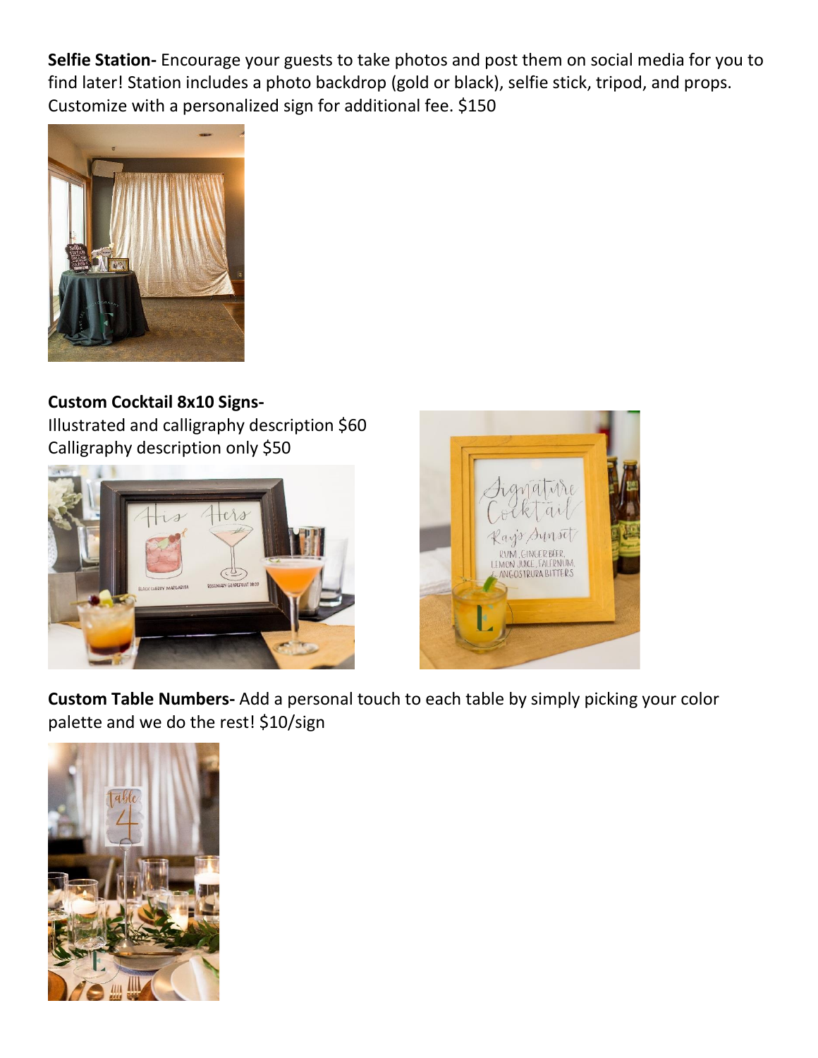**Selfie Station-** Encourage your guests to take photos and post them on social media for you to find later! Station includes a photo backdrop (gold or black), selfie stick, tripod, and props. Customize with a personalized sign for additional fee. $150

**Custom Cocktail 8x10 Signs-**
Illustrated and calligraphy description $60
Calligraphy description only $50

**Custom Table Numbers-** Add a personal touch to each table by simply picking your color palette and we do the rest! $10/sign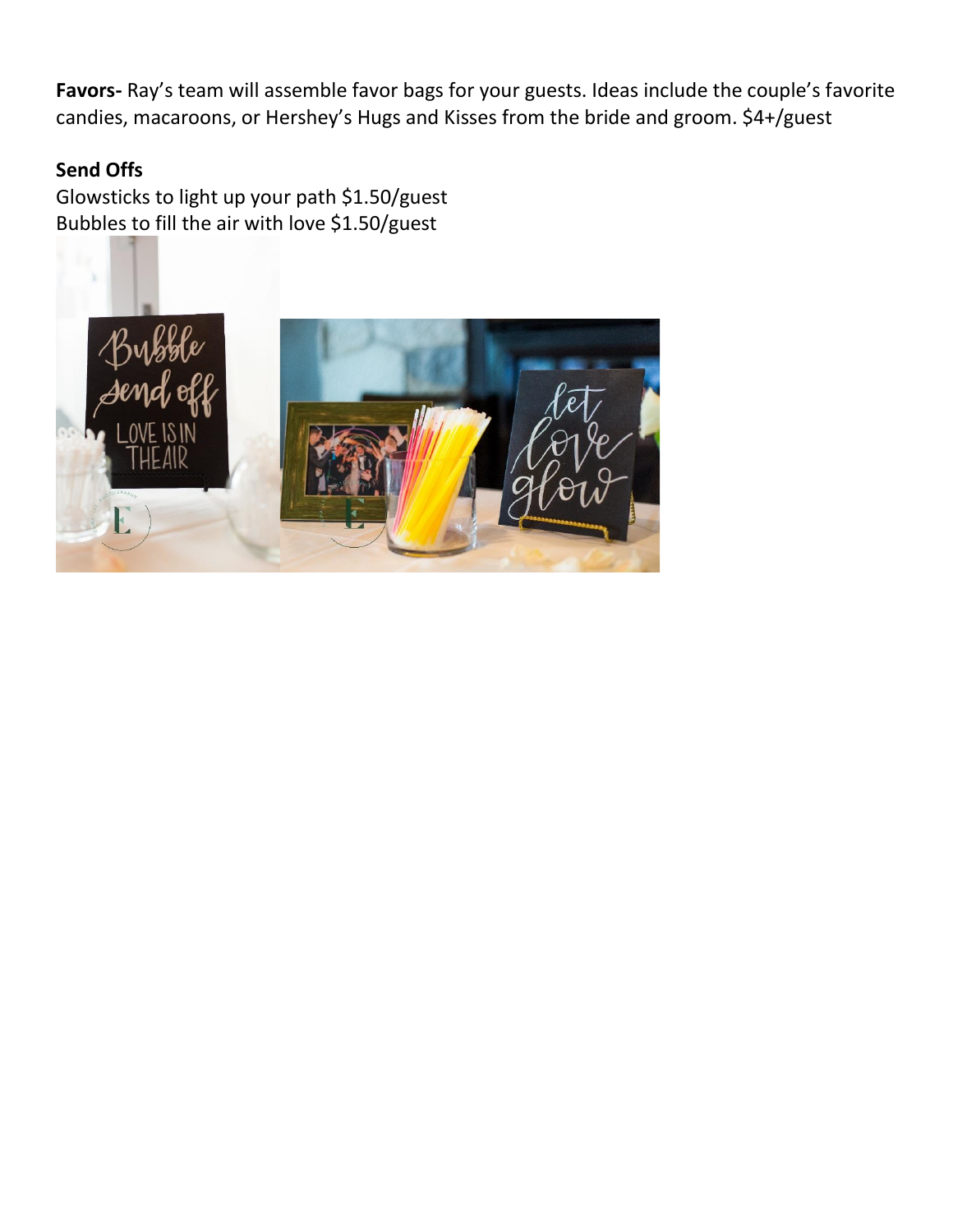**Favors-** Ray's team will assemble favor bags for your guests. Ideas include the couple's favorite candies, macaroons, or Hershey's Hugs and Kisses from the bride and groom. $4+/guest

**Send Offs**

Glowsticks to light up your path $1.50/guest
Bubbles to fill the air with love $1.50/guest